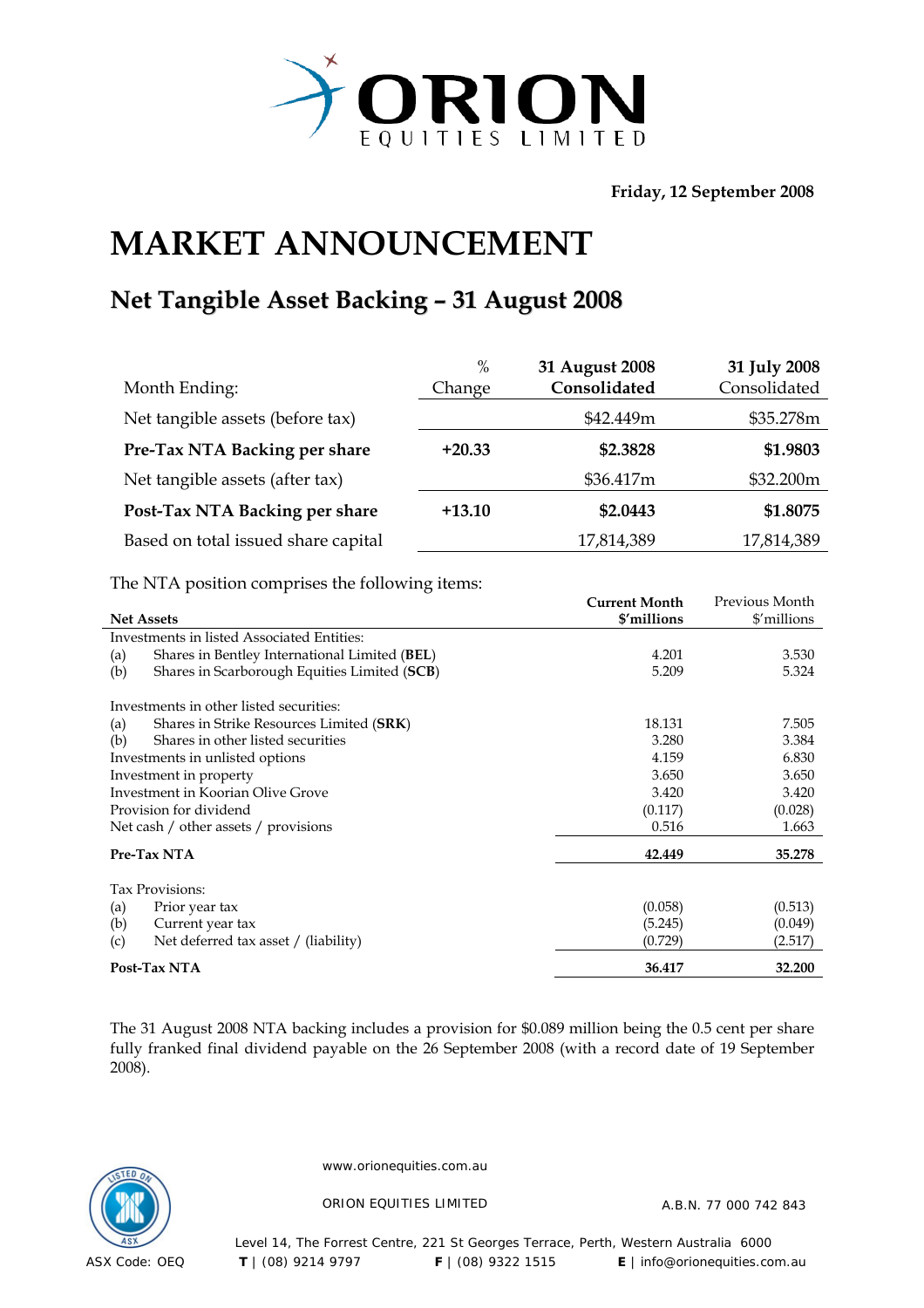ORION EQUITIES LIMITED

**Friday, 12 September 2008**

# MARKET ANNOUNCEMENT

## Net Tangible Asset Backing – 31 August 2008

| Month Ending: | % Change | **31 August 2008 Consolidated** | **31 July 2008** Consolidated |
|---|---|---|---|
| Net tangible assets (before tax) | | $42.449m | $35.278m |
| **Pre-Tax NTA Backing per share** | **+20.33** | **$2.3828** | **$1.9803** |
| Net tangible assets (after tax) | | $36.417m | $32.200m |
| **Post-Tax NTA Backing per share** | **+13.10** | **$2.0443** | **$1.8075** |
| Based on total issued share capital | | 17,814,389 | 17,814,389 |

The NTA position comprises the following items:

| **Net Assets** | **Current Month $'millions** | Previous Month $'millions |
|---|---|---|
| Investments in listed Associated Entities: | | |
| (a) Shares in Bentley International Limited (**BEL**) | 4.201 | 3.530 |
| (b) Shares in Scarborough Equities Limited (**SCB**) | 5.209 | 5.324 |
| Investments in other listed securities: | | |
| (a) Shares in Strike Resources Limited (**SRK**) | 18.131 | 7.505 |
| (b) Shares in other listed securities | 3.280 | 3.384 |
| Investments in unlisted options | 4.159 | 6.830 |
| Investment in property | 3.650 | 3.650 |
| Investment in Koorian Olive Grove | 3.420 | 3.420 |
| Provision for dividend | (0.117) | (0.028) |
| Net cash / other assets / provisions | 0.516 | 1.663 |
| **Pre-Tax NTA** | **42.449** | **35.278** |
| Tax Provisions: | | |
| (a) Prior year tax | (0.058) | (0.513) |
| (b) Current year tax | (5.245) | (0.049) |
| (c) Net deferred tax asset / (liability) | (0.729) | (2.517) |
| **Post-Tax NTA** | **36.417** | **32.200** |

The 31 August 2008 NTA backing includes a provision for $0.089 million being the 0.5 cent per share fully franked final dividend payable on the 26 September 2008 (with a record date of 19 September 2008).

www.orionequities.com.au

ORION EQUITIES LIMITED A.B.N. 77 000 742 843

Level 14, The Forrest Centre, 221 St Georges Terrace, Perth, Western Australia 6000

ASX Code: OEQ **T** | (08) 9214 9797 **F** | (08) 9322 1515 **E** | info@orionequities.com.au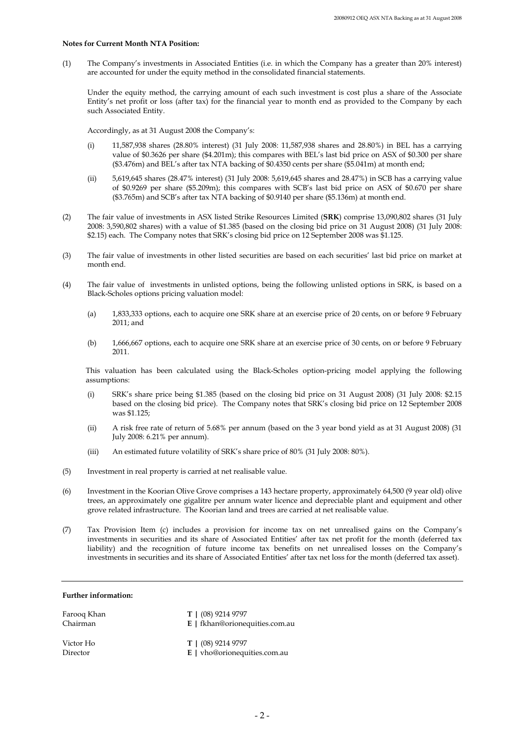**Notes for Current Month NTA Position:**

(1) The Company's investments in Associated Entities (i.e. in which the Company has a greater than 20% interest) are accounted for under the equity method in the consolidated financial statements.

Under the equity method, the carrying amount of each such investment is cost plus a share of the Associate Entity's net profit or loss (after tax) for the financial year to month end as provided to the Company by each such Associated Entity.

Accordingly, as at 31 August 2008 the Company's:

(i) 11,587,938 shares (28.80% interest) (31 July 2008: 11,587,938 shares and 28.80%) in BEL has a carrying value of $0.3626 per share ($4.201m); this compares with BEL's last bid price on ASX of $0.300 per share ($3.476m) and BEL's after tax NTA backing of $0.4350 cents per share ($5.041m) at month end;

(ii) 5,619,645 shares (28.47% interest) (31 July 2008: 5,619,645 shares and 28.47%) in SCB has a carrying value of $0.9269 per share ($5.209m); this compares with SCB's last bid price on ASX of $0.670 per share ($3.765m) and SCB's after tax NTA backing of $0.9140 per share ($5.136m) at month end.

(2) The fair value of investments in ASX listed Strike Resources Limited (**SRK**) comprise 13,090,802 shares (31 July 2008: 3,590,802 shares) with a value of $1.385 (based on the closing bid price on 31 August 2008) (31 July 2008: $2.15) each. The Company notes that SRK's closing bid price on 12 September 2008 was $1.125.

(3) The fair value of investments in other listed securities are based on each securities' last bid price on market at month end.

(4) The fair value of investments in unlisted options, being the following unlisted options in SRK, is based on a Black-Scholes options pricing valuation model:

(a) 1,833,333 options, each to acquire one SRK share at an exercise price of 20 cents, on or before 9 February 2011; and

(b) 1,666,667 options, each to acquire one SRK share at an exercise price of 30 cents, on or before 9 February 2011.

This valuation has been calculated using the Black-Scholes option-pricing model applying the following assumptions:

(i) SRK's share price being $1.385 (based on the closing bid price on 31 August 2008) (31 July 2008: $2.15 based on the closing bid price). The Company notes that SRK's closing bid price on 12 September 2008 was $1.125;

(ii) A risk free rate of return of 5.68% per annum (based on the 3 year bond yield as at 31 August 2008) (31 July 2008: 6.21% per annum).

(iii) An estimated future volatility of SRK's share price of 80% (31 July 2008: 80%).

(5) Investment in real property is carried at net realisable value.

(6) Investment in the Koorian Olive Grove comprises a 143 hectare property, approximately 64,500 (9 year old) olive trees, an approximately one gigalitre per annum water licence and depreciable plant and equipment and other grove related infrastructure. The Koorian land and trees are carried at net realisable value.

(7) Tax Provision Item (c) includes a provision for income tax on net unrealised gains on the Company's investments in securities and its share of Associated Entities' after tax net profit for the month (deferred tax liability) and the recognition of future income tax benefits on net unrealised losses on the Company's investments in securities and its share of Associated Entities' after tax net loss for the month (deferred tax asset).

---

**Further information:**

| | |
|---|---|
| Farooq Khan<br>Chairman | **T \|** (08) 9214 9797<br>**E \|** fkhan@orionequities.com.au |
| Victor Ho<br>Director | **T \|** (08) 9214 9797<br>**E \|** vho@orionequities.com.au |